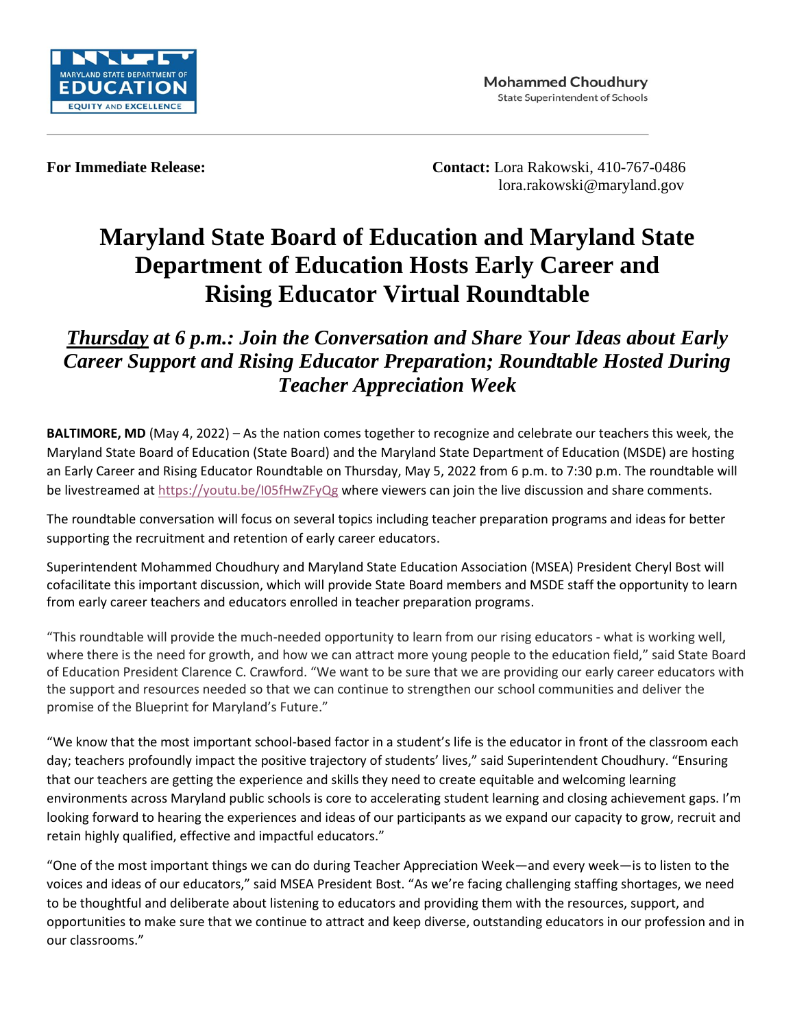MARYLAND STATE DEPARTMENT OF EDUCATION
EQUITY AND EXCELLENCE

**Mohammed Choudhury**
State Superintendent of Schools

**For Immediate Release:**

**Contact:** Lora Rakowski, 410-767-0486
lora.rakowski@maryland.gov

# Maryland State Board of Education and Maryland State Department of Education Hosts Early Career and Rising Educator Virtual Roundtable

## *Thursday at 6 p.m.: Join the Conversation and Share Your Ideas about Early Career Support and Rising Educator Preparation; Roundtable Hosted During Teacher Appreciation Week*

**BALTIMORE, MD** (May 4, 2022) – As the nation comes together to recognize and celebrate our teachers this week, the Maryland State Board of Education (State Board) and the Maryland State Department of Education (MSDE) are hosting an Early Career and Rising Educator Roundtable on Thursday, May 5, 2022 from 6 p.m. to 7:30 p.m. The roundtable will be livestreamed at https://youtu.be/I05fHwZFyQg where viewers can join the live discussion and share comments.

The roundtable conversation will focus on several topics including teacher preparation programs and ideas for better supporting the recruitment and retention of early career educators.

Superintendent Mohammed Choudhury and Maryland State Education Association (MSEA) President Cheryl Bost will cofacilitate this important discussion, which will provide State Board members and MSDE staff the opportunity to learn from early career teachers and educators enrolled in teacher preparation programs.

"This roundtable will provide the much-needed opportunity to learn from our rising educators - what is working well, where there is the need for growth, and how we can attract more young people to the education field," said State Board of Education President Clarence C. Crawford. "We want to be sure that we are providing our early career educators with the support and resources needed so that we can continue to strengthen our school communities and deliver the promise of the Blueprint for Maryland's Future."

"We know that the most important school-based factor in a student's life is the educator in front of the classroom each day; teachers profoundly impact the positive trajectory of students' lives," said Superintendent Choudhury. "Ensuring that our teachers are getting the experience and skills they need to create equitable and welcoming learning environments across Maryland public schools is core to accelerating student learning and closing achievement gaps. I'm looking forward to hearing the experiences and ideas of our participants as we expand our capacity to grow, recruit and retain highly qualified, effective and impactful educators."

"One of the most important things we can do during Teacher Appreciation Week—and every week—is to listen to the voices and ideas of our educators," said MSEA President Bost. "As we're facing challenging staffing shortages, we need to be thoughtful and deliberate about listening to educators and providing them with the resources, support, and opportunities to make sure that we continue to attract and keep diverse, outstanding educators in our profession and in our classrooms."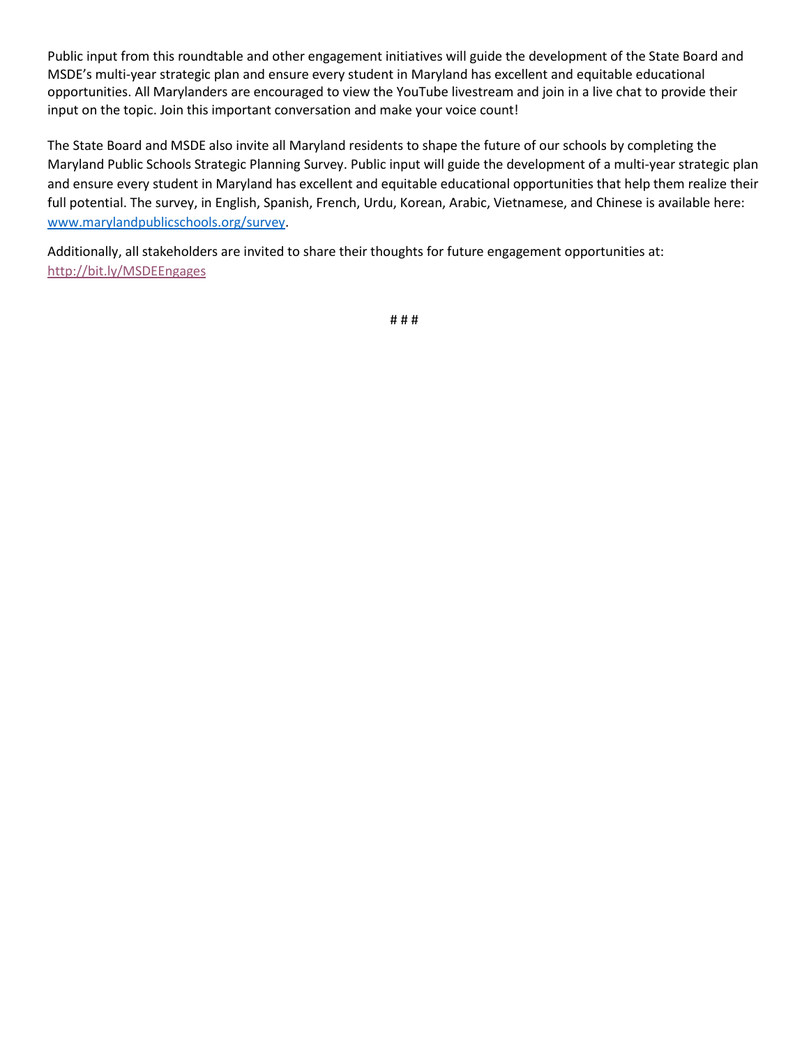Public input from this roundtable and other engagement initiatives will guide the development of the State Board and MSDE's multi-year strategic plan and ensure every student in Maryland has excellent and equitable educational opportunities. All Marylanders are encouraged to view the YouTube livestream and join in a live chat to provide their input on the topic. Join this important conversation and make your voice count!

The State Board and MSDE also invite all Maryland residents to shape the future of our schools by completing the Maryland Public Schools Strategic Planning Survey. Public input will guide the development of a multi-year strategic plan and ensure every student in Maryland has excellent and equitable educational opportunities that help them realize their full potential. The survey, in English, Spanish, French, Urdu, Korean, Arabic, Vietnamese, and Chinese is available here: [www.marylandpublicschools.org/survey](http://www.marylandpublicschools.org/survey).

Additionally, all stakeholders are invited to share their thoughts for future engagement opportunities at: [http://bit.ly/MSDEEngages](http://bit.ly/MSDEEngages)

# # #